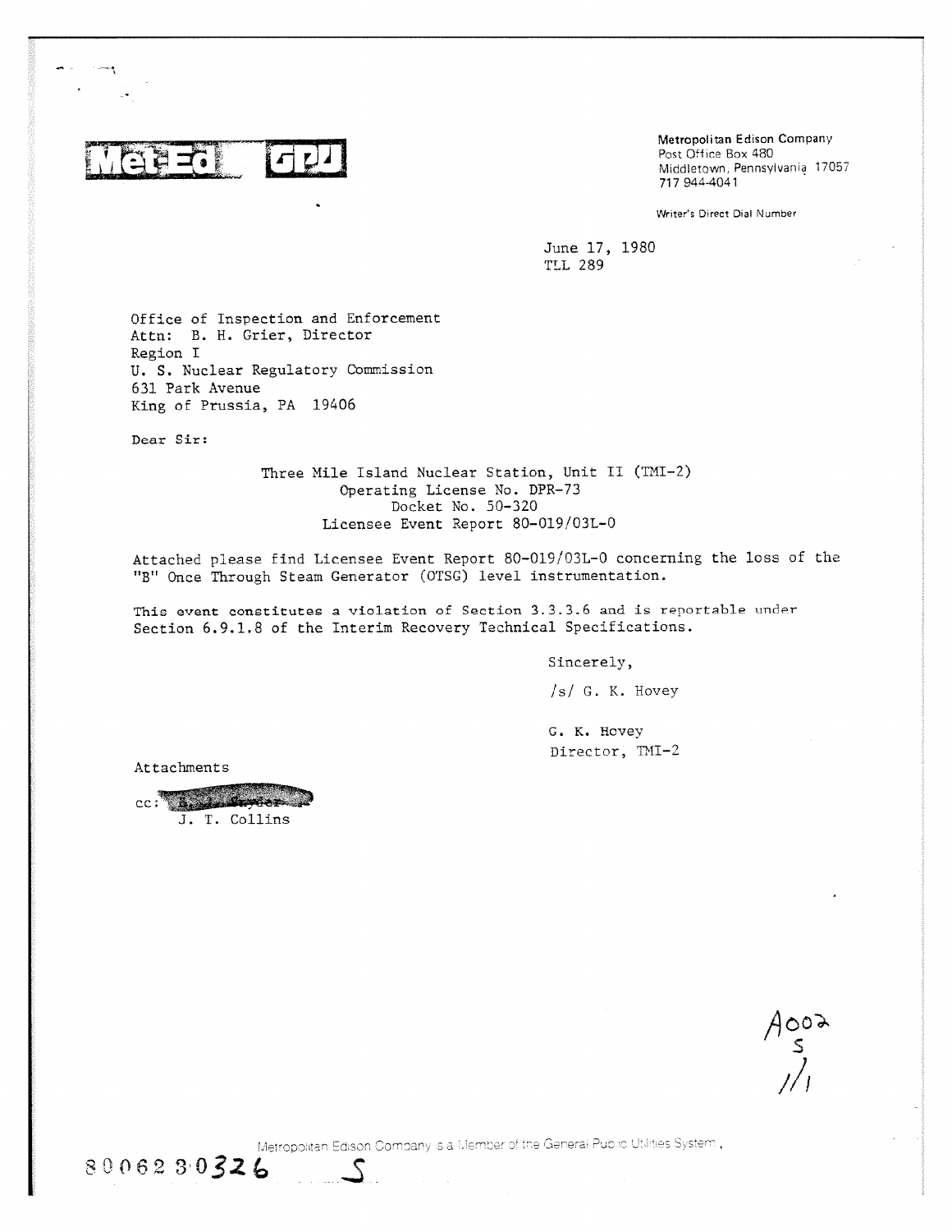Met-Ed GPU

Metropolitan Edison Company
Post Office Box 480
Middletown, Pennsylvania 17057
717 944-4041

Writer's Direct Dial Number

June 17, 1980
TLL 289

Office of Inspection and Enforcement
Attn: B. H. Grier, Director
Region I
U. S. Nuclear Regulatory Commission
631 Park Avenue
King of Prussia, PA 19406

Dear Sir:

Three Mile Island Nuclear Station, Unit II (TMI-2)
Operating License No. DPR-73
Docket No. 50-320
Licensee Event Report 80-019/03L-0

Attached please find Licensee Event Report 80-019/03L-0 concerning the loss of the "B" Once Through Steam Generator (OTSG) level instrumentation.

This event constitutes a violation of Section 3.3.3.6 and is reportable under Section 6.9.1.8 of the Interim Recovery Technical Specifications.

Sincerely,

/s/ G. K. Hovey

G. K. Hovey
Director, TMI-2

Attachments

cc: J. T. Collins

A002
S
1/1

Metropolitan Edison Company is a Member of the General Public Utilities System.

8006230326 S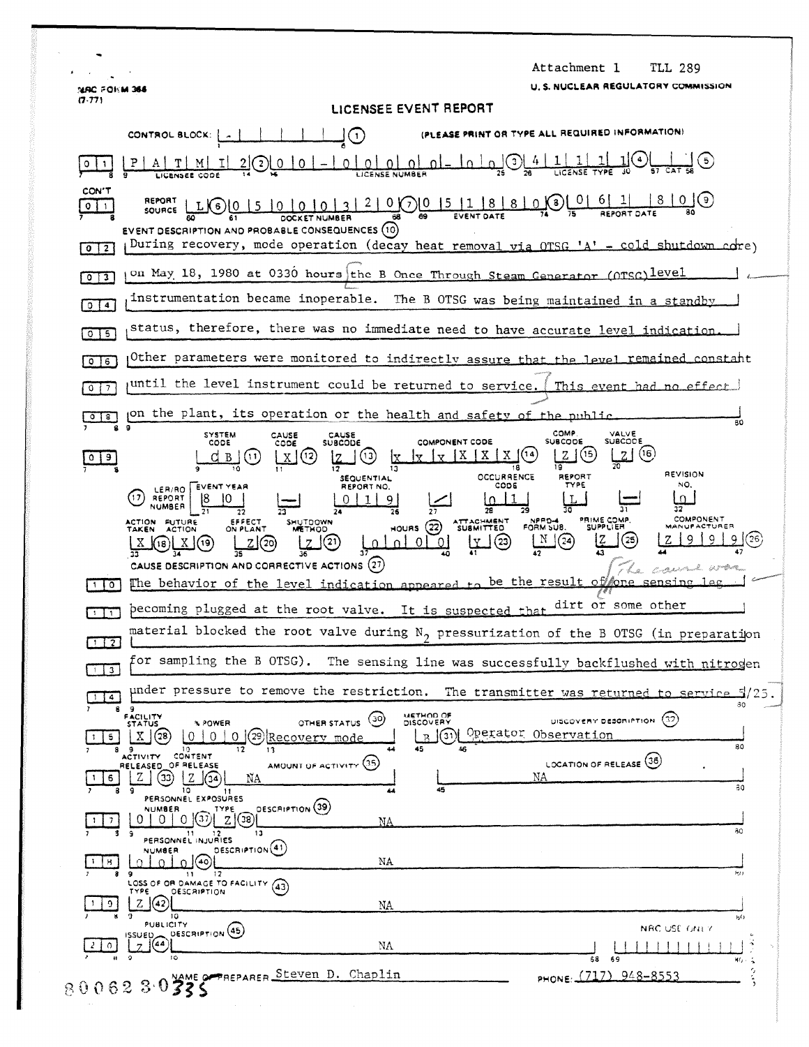Attachment 1 TLL 289

NRC FORM 366 (7-77)

U. S. NUCLEAR REGULATORY COMMISSION

# LICENSEE EVENT REPORT

CONTROL BLOCK: | | | | | | | (1) (PLEASE PRINT OR TYPE ALL REQUIRED INFORMATION)

0 1 | P A T M I 2 (2) | 0 0 - 0 0 0 0 0 - 0 0 (3) | 4 1 1 1 1 (4) | | (5)
LICENSEE CODE | LICENSE NUMBER | LICENSE TYPE | CAT

CON'T 0 1 | REPORT SOURCE L (6) | 0 5 0 0 0 3 2 0 (7) | 0 5 1 8 8 0 (8) | 0 6 1 1 8 0 (9)
DOCKET NUMBER | EVENT DATE | REPORT DATE

EVENT DESCRIPTION AND PROBABLE CONSEQUENCES (10)

0 2 During recovery, mode operation (decay heat removal via OTSG 'A' - cold shutdown core)

0 3 on May 18, 1980 at 0330 hours the B Once Through Steam Generator (OTSG) level

0 4 instrumentation became inoperable. The B OTSG was being maintained in a standby

0 5 status, therefore, there was no immediate need to have accurate level indication.

0 6 Other parameters were monitored to indirectly assure that the level remained constant

0 7 until the level instrument could be returned to service. This event had no effect

0 8 on the plant, its operation or the health and safety of the public.

| | SYSTEM CODE | CAUSE CODE | CAUSE SUBCODE | COMPONENT CODE | COMP. SUBCODE | VALVE SUBCODE |
|---|---|---|---|---|---|---|
| 0 9 | C B (11) | X (12) | Z (13) | X X X X X X (14) | Z (15) | Z (16) |

| (17) LER/RO REPORT NUMBER | EVENT YEAR | | SEQUENTIAL REPORT NO. | | OCCURRENCE CODE | REPORT TYPE | | REVISION NO. |
|---|---|---|---|---|---|---|---|---|
| | 8 0 | — | 0 1 9 | / | 0 1 | L | — | 0 |

| ACTION TAKEN | FUTURE ACTION | EFFECT ON PLANT | SHUTDOWN METHOD | HOURS (22) | ATTACHMENT SUBMITTED | NPRD-4 FORM SUB. | PRIME COMP. SUPPLIER | COMPONENT MANUFACTURER |
|---|---|---|---|---|---|---|---|---|
| X (18) | X (19) | Z (20) | Z (21) | 0 0 0 0 | Y (23) | N (24) | Z (25) | Z 9 9 9 (26) |

CAUSE DESCRIPTION AND CORRECTIVE ACTIONS (27)

1 0 The behavior of the level indication appeared to be the result of one sensing leg *(handwritten: The cause was)*

1 1 becoming plugged at the root valve. It is suspected that dirt or some other

1 2 material blocked the root valve during $N_2$ pressurization of the B OTSG (in preparation

1 3 for sampling the B OTSG). The sensing line was successfully backflushed with nitrogen

1 4 under pressure to remove the restriction. The transmitter was returned to service 5/25.

| | FACILITY STATUS | % POWER | OTHER STATUS (30) | METHOD OF DISCOVERY | DISCOVERY DESCRIPTION (32) |
|---|---|---|---|---|---|
| 1 5 | X (28) | 0 0 0 (29) | Recovery mode | B (31) | Operator Observation |

| | ACTIVITY RELEASED | CONTENT OF RELEASE | AMOUNT OF ACTIVITY (35) | LOCATION OF RELEASE (36) |
|---|---|---|---|---|
| 1 6 | Z (33) | Z (34) | NA | NA |

PERSONNEL EXPOSURES

| | NUMBER | TYPE | DESCRIPTION (39) |
|---|---|---|---|
| 1 7 | 0 0 0 (37) | Z (38) | NA |

PERSONNEL INJURIES

| | NUMBER | DESCRIPTION (41) |
|---|---|---|
| 1 8 | 0 0 0 (40) | NA |

LOSS OF OR DAMAGE TO FACILITY (43)

| | TYPE | DESCRIPTION |
|---|---|---|
| 1 9 | Z (42) | NA |

PUBLICITY

| | ISSUED | DESCRIPTION (45) | NRC USE ONLY |
|---|---|---|---|
| 2 0 | Z (44) | NA | |

8006230335

NAME OF PREPARER Steven D. Chaplin PHONE: (717) 948-8553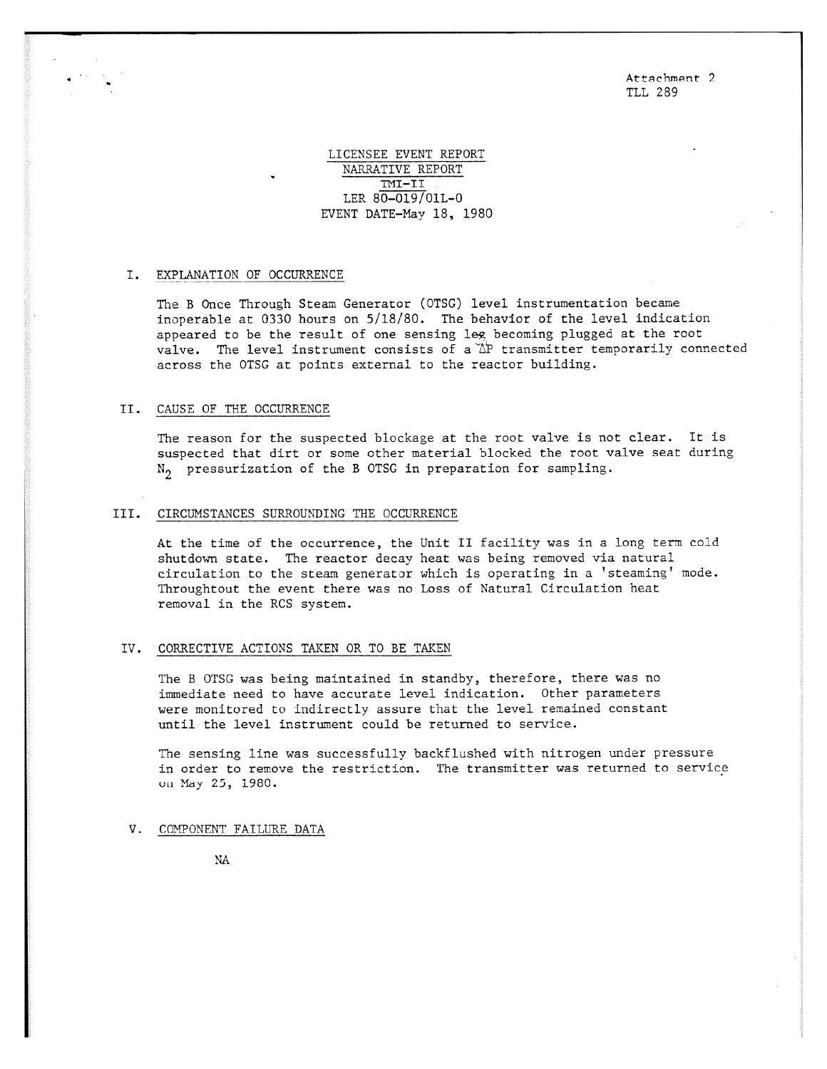Attachment 2
TLL 289

LICENSEE EVENT REPORT
NARRATIVE REPORT
TMI-II
LER 80-019/01L-0
EVENT DATE-May 18, 1980

## I. EXPLANATION OF OCCURRENCE

The B Once Through Steam Generator (OTSG) level instrumentation became inoperable at 0330 hours on 5/18/80. The behavior of the level indication appeared to be the result of one sensing leg becoming plugged at the root valve. The level instrument consists of a ΔP transmitter temporarily connected across the OTSG at points external to the reactor building.

## II. CAUSE OF THE OCCURRENCE

The reason for the suspected blockage at the root valve is not clear. It is suspected that dirt or some other material blocked the root valve seat during $N_2$ pressurization of the B OTSG in preparation for sampling.

## III. CIRCUMSTANCES SURROUNDING THE OCCURRENCE

At the time of the occurrence, the Unit II facility was in a long term cold shutdown state. The reactor decay heat was being removed via natural circulation to the steam generator which is operating in a 'steaming' mode. Throughtout the event there was no Loss of Natural Circulation heat removal in the RCS system.

## IV. CORRECTIVE ACTIONS TAKEN OR TO BE TAKEN

The B OTSG was being maintained in standby, therefore, there was no immediate need to have accurate level indication. Other parameters were monitored to indirectly assure that the level remained constant until the level instrument could be returned to service.

The sensing line was successfully backflushed with nitrogen under pressure in order to remove the restriction. The transmitter was returned to service on May 25, 1980.

## V. COMPONENT FAILURE DATA

NA